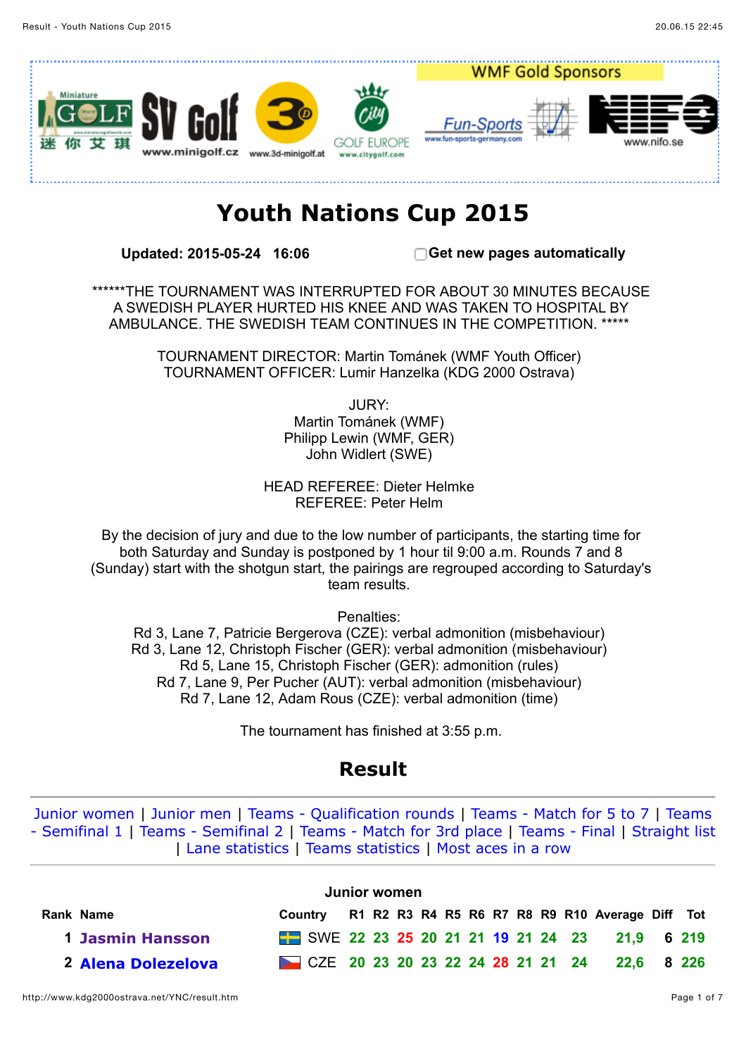# Youth Nations Cup 2015

**Updated: 2015-05-24 16:06** ☐ **Get new pages automatically**

******THE TOURNAMENT WAS INTERRUPTED FOR ABOUT 30 MINUTES BECAUSE A SWEDISH PLAYER HURTED HIS KNEE AND WAS TAKEN TO HOSPITAL BY AMBULANCE. THE SWEDISH TEAM CONTINUES IN THE COMPETITION. *****

TOURNAMENT DIRECTOR: Martin Tománek (WMF Youth Officer)
TOURNAMENT OFFICER: Lumir Hanzelka (KDG 2000 Ostrava)

JURY:
Martin Tománek (WMF)
Philipp Lewin (WMF, GER)
John Widlert (SWE)

HEAD REFEREE: Dieter Helmke
REFEREE: Peter Helm

By the decision of jury and due to the low number of participants, the starting time for both Saturday and Sunday is postponed by 1 hour til 9:00 a.m. Rounds 7 and 8 (Sunday) start with the shotgun start, the pairings are regrouped according to Saturday's team results.

Penalties:
Rd 3, Lane 7, Patricie Bergerova (CZE): verbal admonition (misbehaviour)
Rd 3, Lane 12, Christoph Fischer (GER): verbal admonition (misbehaviour)
Rd 5, Lane 15, Christoph Fischer (GER): admonition (rules)
Rd 7, Lane 9, Per Pucher (AUT): verbal admonition (misbehaviour)
Rd 7, Lane 12, Adam Rous (CZE): verbal admonition (time)

The tournament has finished at 3:55 p.m.

## Result

Junior women | Junior men | Teams - Qualification rounds | Teams - Match for 5 to 7 | Teams - Semifinal 1 | Teams - Semifinal 2 | Teams - Match for 3rd place | Teams - Final | Straight list | Lane statistics | Teams statistics | Most aces in a row

### Junior women

| Rank | Name | Country | R1 | R2 | R3 | R4 | R5 | R6 | R7 | R8 | R9 | R10 | Average | Diff | Tot |
|---|---|---|---|---|---|---|---|---|---|---|---|---|---|---|---|
| 1 | **Jasmin Hansson** | SWE | 22 | 23 | 25 | 20 | 21 | 21 | 19 | 21 | 24 | 23 | 21,9 | 6 | 219 |
| 2 | **Alena Dolezelova** | CZE | 20 | 23 | 20 | 23 | 22 | 24 | 28 | 21 | 21 | 24 | 22,6 | 8 | 226 |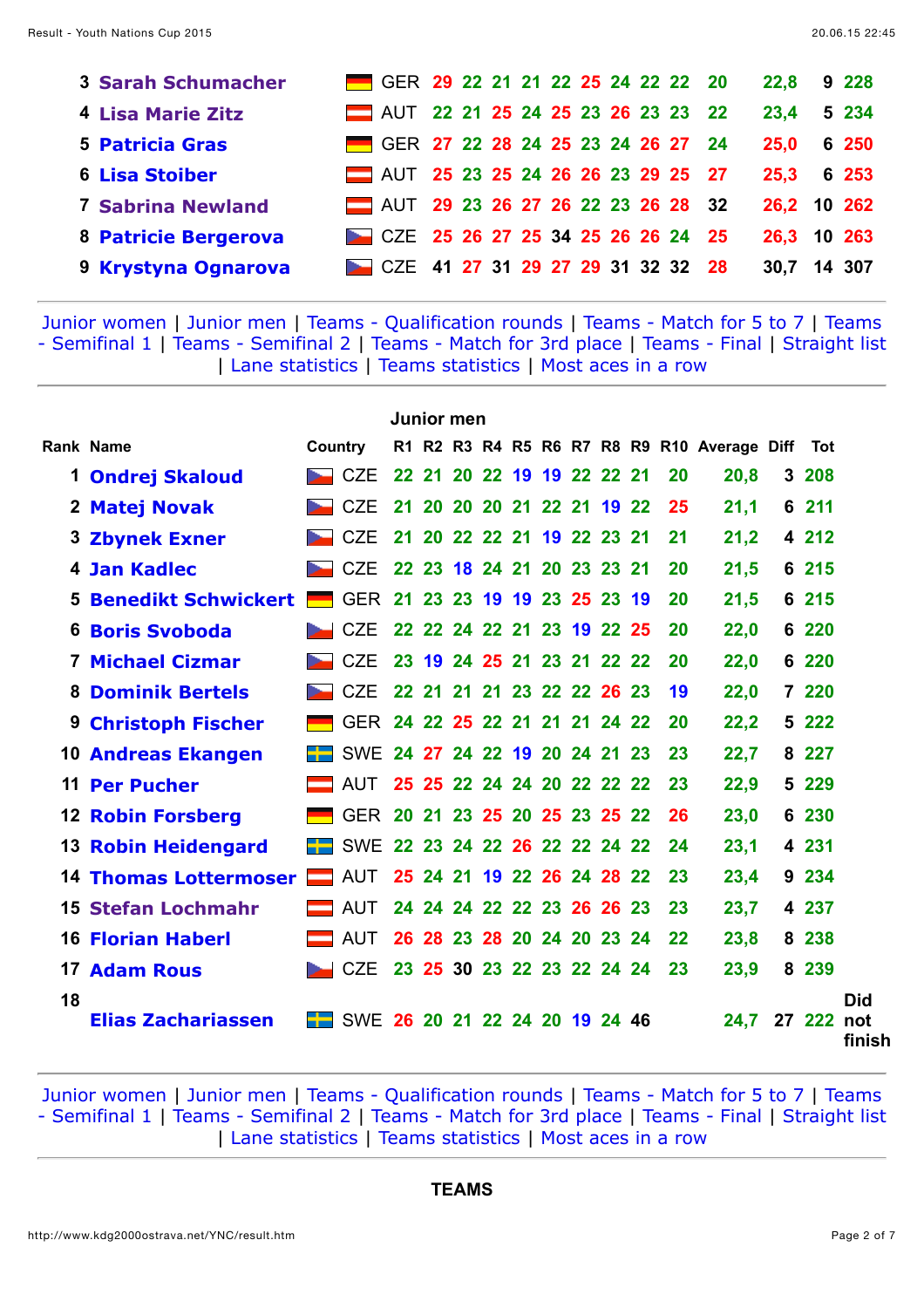| Rank | Name | Country | R1 | R2 | R3 | R4 | R5 | R6 | R7 | R8 | R9 | R10 | Average | Diff | Tot |
|---|---|---|---|---|---|---|---|---|---|---|---|---|---|---|---|
| 3 | Sarah Schumacher | GER | 29 | 22 | 21 | 21 | 22 | 25 | 24 | 22 | 22 | 20 | 22,8 | 9 | 228 |
| 4 | Lisa Marie Zitz | AUT | 22 | 21 | 25 | 24 | 25 | 23 | 26 | 23 | 23 | 22 | 23,4 | 5 | 234 |
| 5 | Patricia Gras | GER | 27 | 22 | 28 | 24 | 25 | 23 | 24 | 26 | 27 | 24 | 25,0 | 6 | 250 |
| 6 | Lisa Stoiber | AUT | 25 | 23 | 25 | 24 | 26 | 26 | 23 | 29 | 25 | 27 | 25,3 | 6 | 253 |
| 7 | Sabrina Newland | AUT | 29 | 23 | 26 | 27 | 26 | 22 | 23 | 26 | 28 | 32 | 26,2 | 10 | 262 |
| 8 | Patricie Bergerova | CZE | 25 | 26 | 27 | 25 | 34 | 25 | 26 | 26 | 24 | 25 | 26,3 | 10 | 263 |
| 9 | Krystyna Ognarova | CZE | 41 | 27 | 31 | 29 | 27 | 29 | 31 | 32 | 32 | 28 | 30,7 | 14 | 307 |

Junior women | Junior men | Teams - Qualification rounds | Teams - Match for 5 to 7 | Teams - Semifinal 1 | Teams - Semifinal 2 | Teams - Match for 3rd place | Teams - Final | Straight list | Lane statistics | Teams statistics | Most aces in a row

## Junior men

| Rank | Name | Country | R1 | R2 | R3 | R4 | R5 | R6 | R7 | R8 | R9 | R10 | Average | Diff | Tot | |
|---|---|---|---|---|---|---|---|---|---|---|---|---|---|---|---|---|
| 1 | Ondrej Skaloud | CZE | 22 | 21 | 20 | 22 | 19 | 19 | 22 | 22 | 21 | 20 | 20,8 | 3 | 208 | |
| 2 | Matej Novak | CZE | 21 | 20 | 20 | 20 | 21 | 22 | 21 | 19 | 22 | 25 | 21,1 | 6 | 211 | |
| 3 | Zbynek Exner | CZE | 21 | 20 | 22 | 22 | 21 | 19 | 22 | 23 | 21 | 21 | 21,2 | 4 | 212 | |
| 4 | Jan Kadlec | CZE | 22 | 23 | 18 | 24 | 21 | 20 | 23 | 23 | 21 | 20 | 21,5 | 6 | 215 | |
| 5 | Benedikt Schwickert | GER | 21 | 23 | 23 | 19 | 19 | 23 | 25 | 23 | 19 | 20 | 21,5 | 6 | 215 | |
| 6 | Boris Svoboda | CZE | 22 | 22 | 24 | 22 | 21 | 23 | 19 | 22 | 25 | 20 | 22,0 | 6 | 220 | |
| 7 | Michael Cizmar | CZE | 23 | 19 | 24 | 25 | 21 | 23 | 21 | 22 | 22 | 20 | 22,0 | 6 | 220 | |
| 8 | Dominik Bertels | CZE | 22 | 21 | 21 | 21 | 23 | 22 | 22 | 26 | 23 | 19 | 22,0 | 7 | 220 | |
| 9 | Christoph Fischer | GER | 24 | 22 | 25 | 22 | 21 | 21 | 21 | 24 | 22 | 20 | 22,2 | 5 | 222 | |
| 10 | Andreas Ekangen | SWE | 24 | 27 | 24 | 22 | 19 | 20 | 24 | 21 | 23 | 23 | 22,7 | 8 | 227 | |
| 11 | Per Pucher | AUT | 25 | 25 | 22 | 24 | 24 | 20 | 22 | 22 | 22 | 23 | 22,9 | 5 | 229 | |
| 12 | Robin Forsberg | GER | 20 | 21 | 23 | 25 | 20 | 25 | 23 | 25 | 22 | 26 | 23,0 | 6 | 230 | |
| 13 | Robin Heidengard | SWE | 22 | 23 | 24 | 22 | 26 | 22 | 22 | 24 | 22 | 24 | 23,1 | 4 | 231 | |
| 14 | Thomas Lottermoser | AUT | 25 | 24 | 21 | 19 | 22 | 26 | 24 | 28 | 22 | 23 | 23,4 | 9 | 234 | |
| 15 | Stefan Lochmahr | AUT | 24 | 24 | 24 | 22 | 22 | 23 | 26 | 26 | 23 | 23 | 23,7 | 4 | 237 | |
| 16 | Florian Haberl | AUT | 26 | 28 | 23 | 28 | 20 | 24 | 20 | 23 | 24 | 22 | 23,8 | 8 | 238 | |
| 17 | Adam Rous | CZE | 23 | 25 | 30 | 23 | 22 | 23 | 22 | 24 | 24 | 23 | 23,9 | 8 | 239 | |
| 18 | Elias Zachariassen | SWE | 26 | 20 | 21 | 22 | 24 | 20 | 19 | 24 | 46 | | 24,7 | 27 | 222 | Did not finish |

Junior women | Junior men | Teams - Qualification rounds | Teams - Match for 5 to 7 | Teams - Semifinal 1 | Teams - Semifinal 2 | Teams - Match for 3rd place | Teams - Final | Straight list | Lane statistics | Teams statistics | Most aces in a row

## TEAMS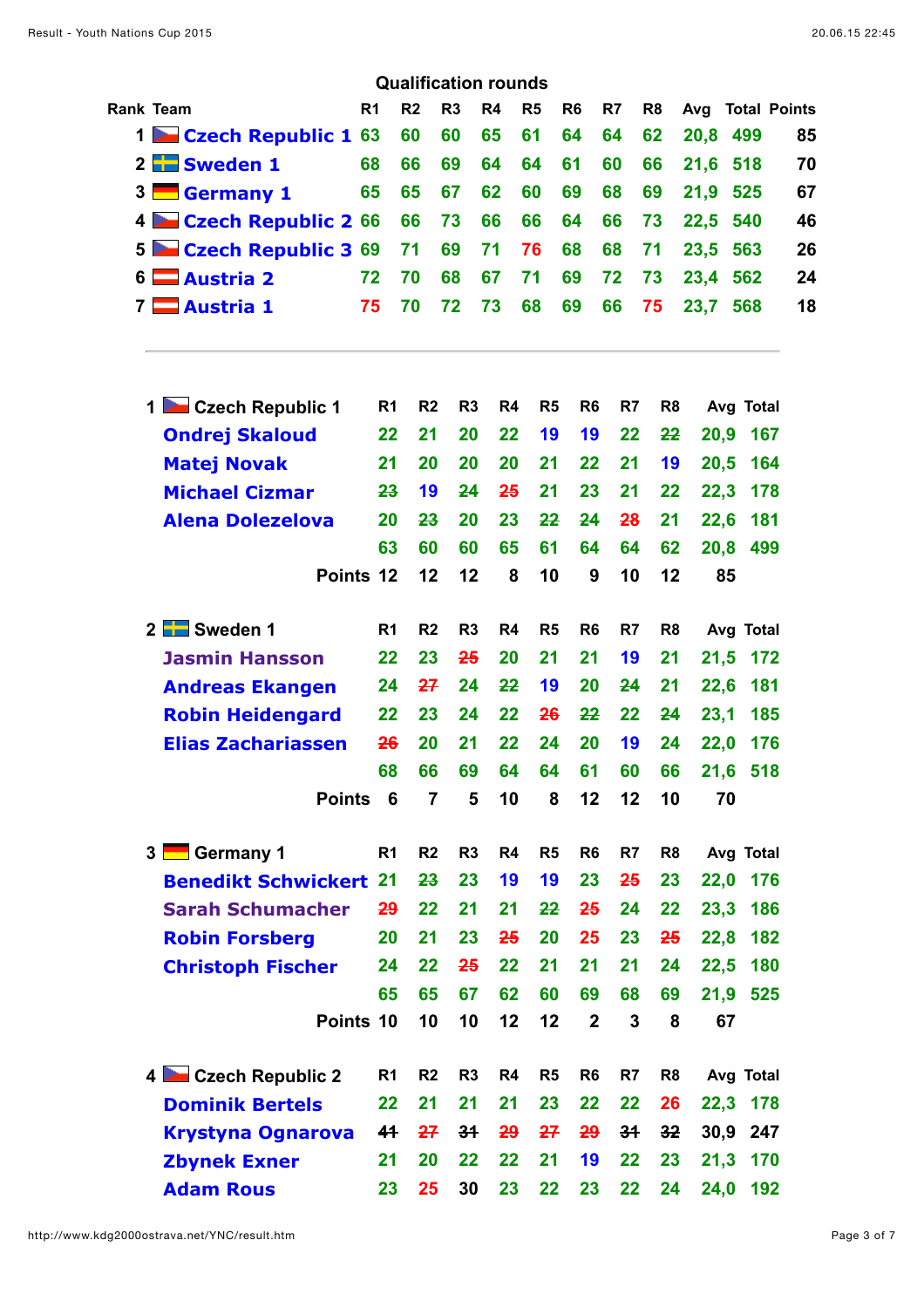## Qualification rounds

| Rank | Team | R1 | R2 | R3 | R4 | R5 | R6 | R7 | R8 | Avg | Total | Points |
|---|---|---|---|---|---|---|---|---|---|---|---|---|
| 1 | Czech Republic 1 | 63 | 60 | 60 | 65 | 61 | 64 | 64 | 62 | 20,8 | 499 | 85 |
| 2 | Sweden 1 | 68 | 66 | 69 | 64 | 64 | 61 | 60 | 66 | 21,6 | 518 | 70 |
| 3 | Germany 1 | 65 | 65 | 67 | 62 | 60 | 69 | 68 | 69 | 21,9 | 525 | 67 |
| 4 | Czech Republic 2 | 66 | 66 | 73 | 66 | 66 | 64 | 66 | 73 | 22,5 | 540 | 46 |
| 5 | Czech Republic 3 | 69 | 71 | 69 | 71 | 76 | 68 | 68 | 71 | 23,5 | 563 | 26 |
| 6 | Austria 2 | 72 | 70 | 68 | 67 | 71 | 69 | 72 | 73 | 23,4 | 562 | 24 |
| 7 | Austria 1 | 75 | 70 | 72 | 73 | 68 | 69 | 66 | 75 | 23,7 | 568 | 18 |

---

| 1 Czech Republic 1 | R1 | R2 | R3 | R4 | R5 | R6 | R7 | R8 | Avg | Total |
|---|---|---|---|---|---|---|---|---|---|---|
| Ondrej Skaloud | 22 | 21 | 20 | 22 | 19 | 19 | 22 | ~~22~~ | 20,9 | 167 |
| Matej Novak | 21 | 20 | 20 | 20 | 21 | 22 | 21 | 19 | 20,5 | 164 |
| Michael Cizmar | ~~23~~ | 19 | ~~24~~ | ~~25~~ | 21 | 23 | 21 | 22 | 22,3 | 178 |
| Alena Dolezelova | 20 | ~~23~~ | 20 | 23 | ~~22~~ | ~~24~~ | ~~28~~ | 21 | 22,6 | 181 |
| | 63 | 60 | 60 | 65 | 61 | 64 | 64 | 62 | 20,8 | 499 |
| Points | 12 | 12 | 12 | 8 | 10 | 9 | 10 | 12 | 85 | |

| 2 Sweden 1 | R1 | R2 | R3 | R4 | R5 | R6 | R7 | R8 | Avg | Total |
|---|---|---|---|---|---|---|---|---|---|---|
| Jasmin Hansson | 22 | 23 | ~~25~~ | 20 | 21 | 21 | 19 | 21 | 21,5 | 172 |
| Andreas Ekangen | 24 | ~~27~~ | 24 | ~~22~~ | 19 | 20 | ~~24~~ | 21 | 22,6 | 181 |
| Robin Heidengard | 22 | 23 | 24 | 22 | ~~26~~ | ~~22~~ | 22 | ~~24~~ | 23,1 | 185 |
| Elias Zachariassen | ~~26~~ | 20 | 21 | 22 | 24 | 20 | 19 | 24 | 22,0 | 176 |
| | 68 | 66 | 69 | 64 | 64 | 61 | 60 | 66 | 21,6 | 518 |
| Points | 6 | 7 | 5 | 10 | 8 | 12 | 12 | 10 | 70 | |

| 3 Germany 1 | R1 | R2 | R3 | R4 | R5 | R6 | R7 | R8 | Avg | Total |
|---|---|---|---|---|---|---|---|---|---|---|
| Benedikt Schwickert | 21 | ~~23~~ | 23 | 19 | 19 | 23 | ~~25~~ | 23 | 22,0 | 176 |
| Sarah Schumacher | ~~29~~ | 22 | 21 | 21 | ~~22~~ | ~~25~~ | 24 | 22 | 23,3 | 186 |
| Robin Forsberg | 20 | 21 | 23 | ~~25~~ | 20 | 25 | 23 | ~~25~~ | 22,8 | 182 |
| Christoph Fischer | 24 | 22 | ~~25~~ | 22 | 21 | 21 | 21 | 24 | 22,5 | 180 |
| | 65 | 65 | 67 | 62 | 60 | 69 | 68 | 69 | 21,9 | 525 |
| Points | 10 | 10 | 10 | 12 | 12 | 2 | 3 | 8 | 67 | |

| 4 Czech Republic 2 | R1 | R2 | R3 | R4 | R5 | R6 | R7 | R8 | Avg | Total |
|---|---|---|---|---|---|---|---|---|---|---|
| Dominik Bertels | 22 | 21 | 21 | 21 | 23 | 22 | 22 | 26 | 22,3 | 178 |
| Krystyna Ognarova | ~~41~~ | ~~27~~ | ~~31~~ | ~~29~~ | ~~27~~ | ~~29~~ | ~~31~~ | ~~32~~ | 30,9 | 247 |
| Zbynek Exner | 21 | 20 | 22 | 22 | 21 | 19 | 22 | 23 | 21,3 | 170 |
| Adam Rous | 23 | 25 | 30 | 23 | 22 | 23 | 22 | 24 | 24,0 | 192 |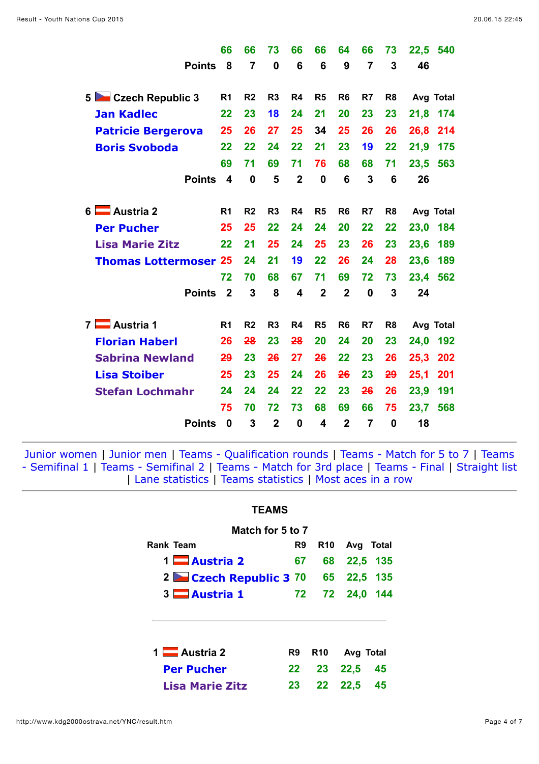| | R1 | R2 | R3 | R4 | R5 | R6 | R7 | R8 | Avg | Total |
|---|---|---|---|---|---|---|---|---|---|---|
| | 66 | 66 | 73 | 66 | 66 | 64 | 66 | 73 | 22,5 | 540 |
| Points | 8 | 7 | 0 | 6 | 6 | 9 | 7 | 3 | 46 | |

| 5 Czech Republic 3 | R1 | R2 | R3 | R4 | R5 | R6 | R7 | R8 | Avg | Total |
|---|---|---|---|---|---|---|---|---|---|---|
| Jan Kadlec | 22 | 23 | 18 | 24 | 21 | 20 | 23 | 23 | 21,8 | 174 |
| Patricie Bergerova | 25 | 26 | 27 | 25 | 34 | 25 | 26 | 26 | 26,8 | 214 |
| Boris Svoboda | 22 | 22 | 24 | 22 | 21 | 23 | 19 | 22 | 21,9 | 175 |
| | 69 | 71 | 69 | 71 | 76 | 68 | 68 | 71 | 23,5 | 563 |
| Points | 4 | 0 | 5 | 2 | 0 | 6 | 3 | 6 | 26 | |

| 6 Austria 2 | R1 | R2 | R3 | R4 | R5 | R6 | R7 | R8 | Avg | Total |
|---|---|---|---|---|---|---|---|---|---|---|
| Per Pucher | 25 | 25 | 22 | 24 | 24 | 20 | 22 | 22 | 23,0 | 184 |
| Lisa Marie Zitz | 22 | 21 | 25 | 24 | 25 | 23 | 26 | 23 | 23,6 | 189 |
| Thomas Lottermoser | 25 | 24 | 21 | 19 | 22 | 26 | 24 | 28 | 23,6 | 189 |
| | 72 | 70 | 68 | 67 | 71 | 69 | 72 | 73 | 23,4 | 562 |
| Points | 2 | 3 | 8 | 4 | 2 | 2 | 0 | 3 | 24 | |

| 7 Austria 1 | R1 | R2 | R3 | R4 | R5 | R6 | R7 | R8 | Avg | Total |
|---|---|---|---|---|---|---|---|---|---|---|
| Florian Haberl | 26 | ~~28~~ | 23 | ~~28~~ | 20 | 24 | 20 | 23 | 24,0 | 192 |
| Sabrina Newland | ~~29~~ | 23 | ~~26~~ | 27 | ~~26~~ | 22 | 23 | 26 | 25,3 | 202 |
| Lisa Stoiber | 25 | 23 | 25 | 24 | 26 | ~~26~~ | 23 | ~~29~~ | 25,1 | 201 |
| Stefan Lochmahr | 24 | 24 | 24 | 22 | 22 | 23 | ~~26~~ | 26 | 23,9 | 191 |
| | 75 | 70 | 72 | 73 | 68 | 69 | 66 | 75 | 23,7 | 568 |
| Points | 0 | 3 | 2 | 0 | 4 | 2 | 7 | 0 | 18 | |

---

Junior women | Junior men | Teams - Qualification rounds | Teams - Match for 5 to 7 | Teams - Semifinal 1 | Teams - Semifinal 2 | Teams - Match for 3rd place | Teams - Final | Straight list | Lane statistics | Teams statistics | Most aces in a row

---

## TEAMS

### Match for 5 to 7

| Rank | Team | R9 | R10 | Avg | Total |
|---|---|---|---|---|---|
| 1 | Austria 2 | 67 | 68 | 22,5 | 135 |
| 2 | Czech Republic 3 | 70 | 65 | 22,5 | 135 |
| 3 | Austria 1 | 72 | 72 | 24,0 | 144 |

---

| 1 Austria 2 | R9 | R10 | Avg | Total |
|---|---|---|---|---|
| Per Pucher | 22 | 23 | 22,5 | 45 |
| Lisa Marie Zitz | 23 | 22 | 22,5 | 45 |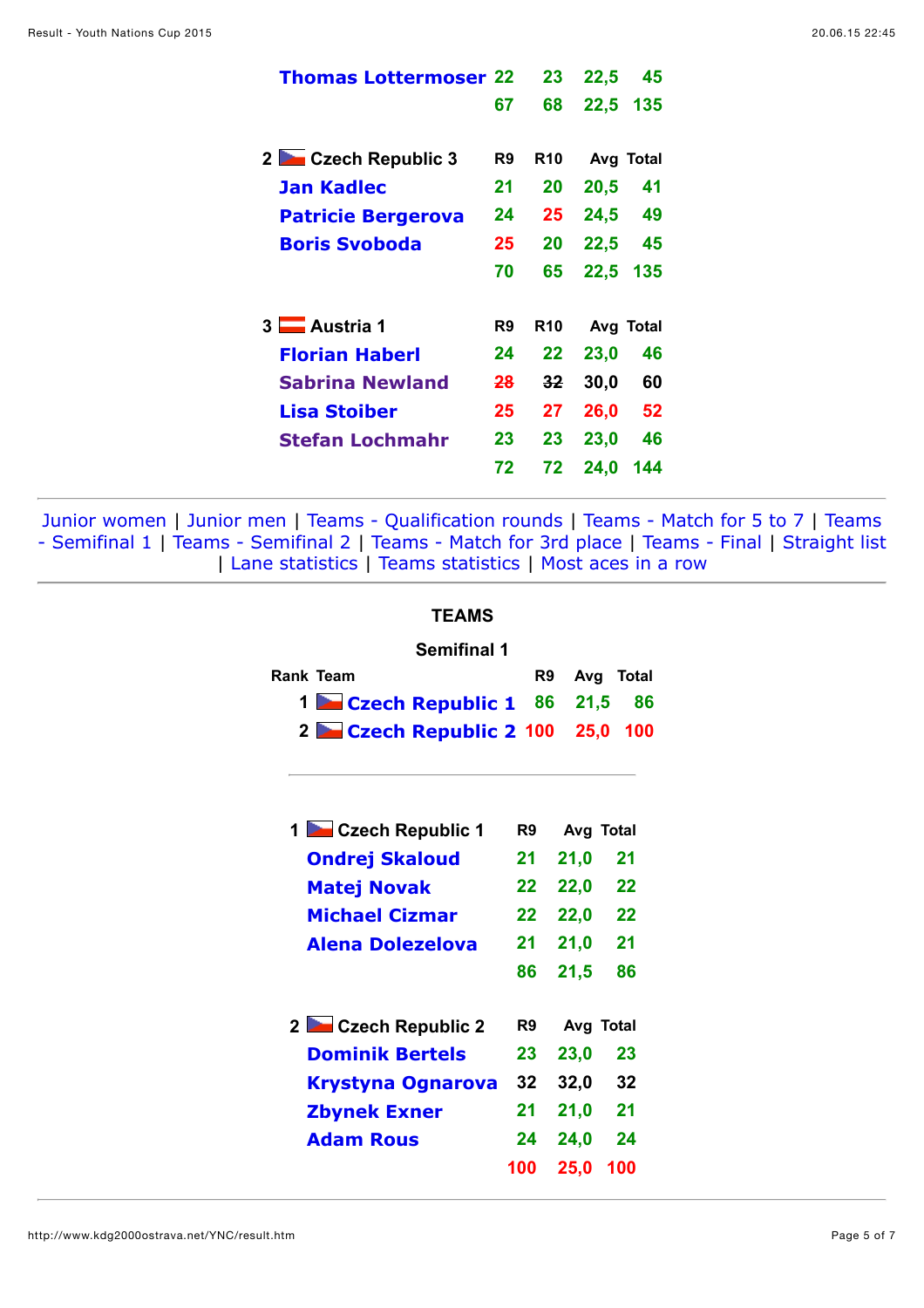| | R9 | R10 | Avg | Total |
|---|---|---|---|---|
| Thomas Lottermoser | 22 | 23 | 22,5 | 45 |
| | 67 | 68 | 22,5 | 135 |

| 2 Czech Republic 3 | R9 | R10 | Avg | Total |
|---|---|---|---|---|
| Jan Kadlec | 21 | 20 | 20,5 | 41 |
| Patricie Bergerova | 24 | 25 | 24,5 | 49 |
| Boris Svoboda | 25 | 20 | 22,5 | 45 |
| | 70 | 65 | 22,5 | 135 |

| 3 Austria 1 | R9 | R10 | Avg | Total |
|---|---|---|---|---|
| Florian Haberl | 24 | 22 | 23,0 | 46 |
| Sabrina Newland | ~~28~~ | ~~32~~ | 30,0 | 60 |
| Lisa Stoiber | 25 | 27 | 26,0 | 52 |
| Stefan Lochmahr | 23 | 23 | 23,0 | 46 |
| | 72 | 72 | 24,0 | 144 |

---

Junior women | Junior men | Teams - Qualification rounds | Teams - Match for 5 to 7 | Teams - Semifinal 1 | Teams - Semifinal 2 | Teams - Match for 3rd place | Teams - Final | Straight list | Lane statistics | Teams statistics | Most aces in a row

---

## TEAMS

### Semifinal 1

| Rank | Team | R9 | Avg | Total |
|---|---|---|---|---|
| 1 | Czech Republic 1 | 86 | 21,5 | 86 |
| 2 | Czech Republic 2 | 100 | 25,0 | 100 |

---

| 1 Czech Republic 1 | R9 | Avg | Total |
|---|---|---|---|
| Ondrej Skaloud | 21 | 21,0 | 21 |
| Matej Novak | 22 | 22,0 | 22 |
| Michael Cizmar | 22 | 22,0 | 22 |
| Alena Dolezelova | 21 | 21,0 | 21 |
| | 86 | 21,5 | 86 |

| 2 Czech Republic 2 | R9 | Avg | Total |
|---|---|---|---|
| Dominik Bertels | 23 | 23,0 | 23 |
| Krystyna Ognarova | 32 | 32,0 | 32 |
| Zbynek Exner | 21 | 21,0 | 21 |
| Adam Rous | 24 | 24,0 | 24 |
| | 100 | 25,0 | 100 |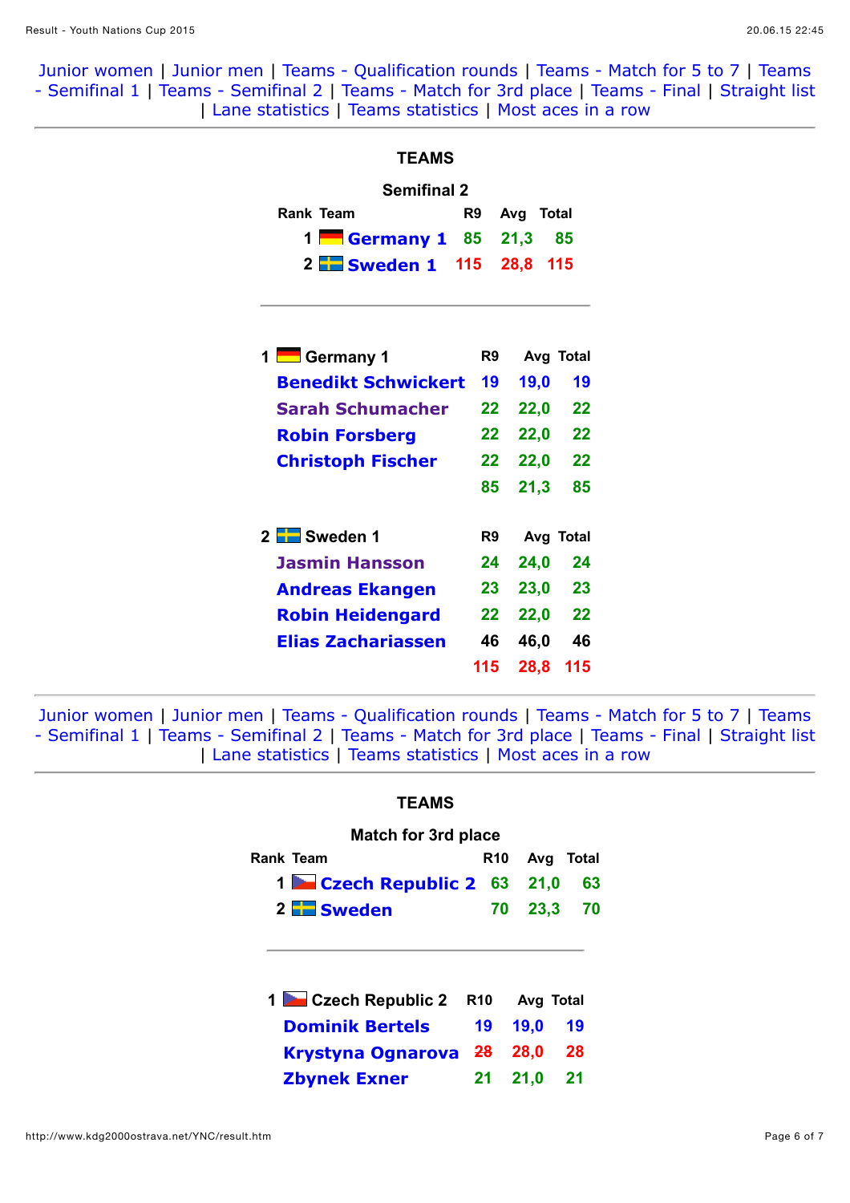Junior women | Junior men | Teams - Qualification rounds | Teams - Match for 5 to 7 | Teams - Semifinal 1 | Teams - Semifinal 2 | Teams - Match for 3rd place | Teams - Final | Straight list | Lane statistics | Teams statistics | Most aces in a row

---

**TEAMS**

**Semifinal 2**

| Rank | Team | R9 | Avg | Total |
|---|---|---|---|---|
| 1 | **Germany 1** | 85 | 21,3 | 85 |
| 2 | **Sweden 1** | 115 | 28,8 | 115 |

---

| 1 | Germany 1 | R9 | Avg | Total |
|---|---|---|---|---|
| | **Benedikt Schwickert** | 19 | 19,0 | 19 |
| | **Sarah Schumacher** | 22 | 22,0 | 22 |
| | **Robin Forsberg** | 22 | 22,0 | 22 |
| | **Christoph Fischer** | 22 | 22,0 | 22 |
| | | 85 | 21,3 | 85 |

| 2 | Sweden 1 | R9 | Avg | Total |
|---|---|---|---|---|
| | **Jasmin Hansson** | 24 | 24,0 | 24 |
| | **Andreas Ekangen** | 23 | 23,0 | 23 |
| | **Robin Heidengard** | 22 | 22,0 | 22 |
| | **Elias Zachariassen** | 46 | 46,0 | 46 |
| | | 115 | 28,8 | 115 |

---

Junior women | Junior men | Teams - Qualification rounds | Teams - Match for 5 to 7 | Teams - Semifinal 1 | Teams - Semifinal 2 | Teams - Match for 3rd place | Teams - Final | Straight list | Lane statistics | Teams statistics | Most aces in a row

---

**TEAMS**

**Match for 3rd place**

| Rank | Team | R10 | Avg | Total |
|---|---|---|---|---|
| 1 | **Czech Republic 2** | 63 | 21,0 | 63 |
| 2 | **Sweden** | 70 | 23,3 | 70 |

---

| 1 | Czech Republic 2 | R10 | Avg | Total |
|---|---|---|---|---|
| | **Dominik Bertels** | 19 | 19,0 | 19 |
| | **Krystyna Ognarova** | ~~28~~ | 28,0 | 28 |
| | **Zbynek Exner** | 21 | 21,0 | 21 |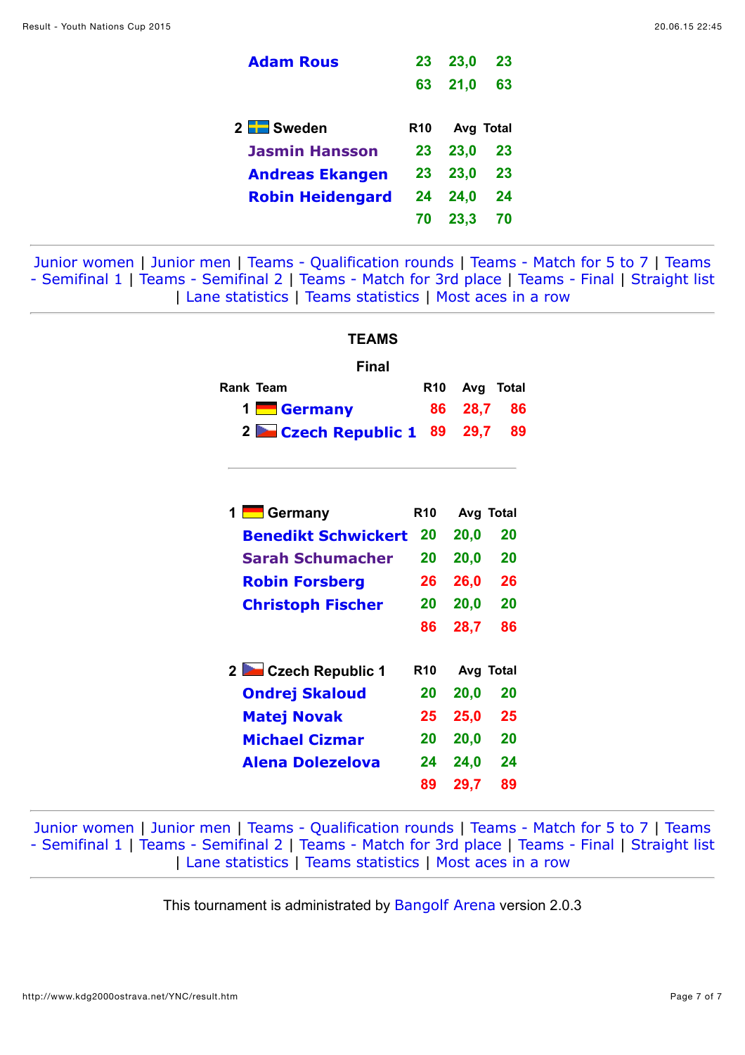| | R10 | Avg | Total |
|---|---|---|---|
| Adam Rous | 23 | 23,0 | 23 |
| | 63 | 21,0 | 63 |

| 2 Sweden | R10 | Avg | Total |
|---|---|---|---|
| Jasmin Hansson | 23 | 23,0 | 23 |
| Andreas Ekangen | 23 | 23,0 | 23 |
| Robin Heidengard | 24 | 24,0 | 24 |
| | 70 | 23,3 | 70 |

Junior women | Junior men | Teams - Qualification rounds | Teams - Match for 5 to 7 | Teams - Semifinal 1 | Teams - Semifinal 2 | Teams - Match for 3rd place | Teams - Final | Straight list | Lane statistics | Teams statistics | Most aces in a row

## TEAMS

### Final

| Rank | Team | R10 | Avg | Total |
|---|---|---|---|---|
| 1 | Germany | 86 | 28,7 | 86 |
| 2 | Czech Republic 1 | 89 | 29,7 | 89 |

| 1 Germany | R10 | Avg | Total |
|---|---|---|---|
| Benedikt Schwickert | 20 | 20,0 | 20 |
| Sarah Schumacher | 20 | 20,0 | 20 |
| Robin Forsberg | 26 | 26,0 | 26 |
| Christoph Fischer | 20 | 20,0 | 20 |
| | 86 | 28,7 | 86 |

| 2 Czech Republic 1 | R10 | Avg | Total |
|---|---|---|---|
| Ondrej Skaloud | 20 | 20,0 | 20 |
| Matej Novak | 25 | 25,0 | 25 |
| Michael Cizmar | 20 | 20,0 | 20 |
| Alena Dolezelova | 24 | 24,0 | 24 |
| | 89 | 29,7 | 89 |

Junior women | Junior men | Teams - Qualification rounds | Teams - Match for 5 to 7 | Teams - Semifinal 1 | Teams - Semifinal 2 | Teams - Match for 3rd place | Teams - Final | Straight list | Lane statistics | Teams statistics | Most aces in a row

This tournament is administrated by Bangolf Arena version 2.0.3